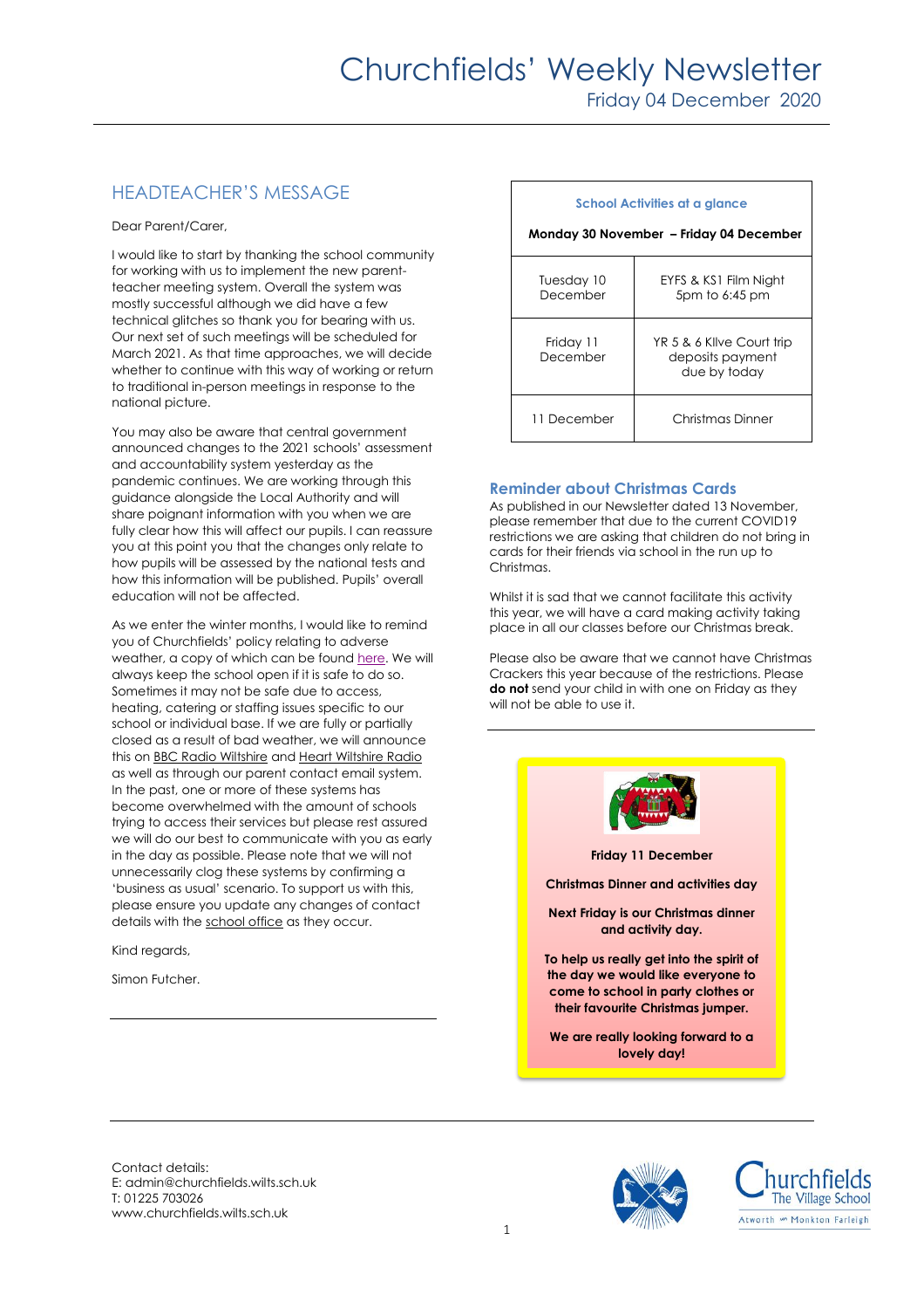# Churchfields' Weekly Newsletter

Friday 04 December 2020

## HEADTEACHER'S MESSAGE

Dear Parent/Carer,

I would like to start by thanking the school community for working with us to implement the new parent-teacher meeting system. Overall the system was mostly successful although we did have a few technical glitches so thank you for bearing with us. Our next set of such meetings will be scheduled for March 2021. As that time approaches, we will decide whether to continue with this way of working or return to traditional in-person meetings in response to the national picture.

You may also be aware that central government announced changes to the 2021 schools' assessment and accountability system yesterday as the pandemic continues. We are working through this guidance alongside the Local Authority and will share poignant information with you when we are fully clear how this will affect our pupils. I can reassure you at this point you that the changes only relate to how pupils will be assessed by the national tests and how this information will be published. Pupils' overall education will not be affected.

As we enter the winter months, I would like to remind you of Churchfields' policy relating to adverse weather, a copy of which can be found here. We will always keep the school open if it is safe to do so. Sometimes it may not be safe due to access, heating, catering or staffing issues specific to our school or individual base. If we are fully or partially closed as a result of bad weather, we will announce this on BBC Radio Wiltshire and Heart Wiltshire Radio as well as through our parent contact email system. In the past, one or more of these systems has become overwhelmed with the amount of schools trying to access their services but please rest assured we will do our best to communicate with you as early in the day as possible. Please note that we will not unnecessarily clog these systems by confirming a 'business as usual' scenario. To support us with this, please ensure you update any changes of contact details with the school office as they occur.

Kind regards,

Simon Futcher.

| School Activities at a glance<br>Monday 30 November – Friday 04 December | |
|---|---|
| Tuesday 10 December | EYFS & KS1 Film Night 5pm to 6:45 pm |
| Friday 11 December | YR 5 & 6 Kllve Court trip deposits payment due by today |
| 11 December | Christmas Dinner |

### Reminder about Christmas Cards

As published in our Newsletter dated 13 November, please remember that due to the current COVID19 restrictions we are asking that children do not bring in cards for their friends via school in the run up to Christmas.

Whilst it is sad that we cannot facilitate this activity this year, we will have a card making activity taking place in all our classes before our Christmas break.

Please also be aware that we cannot have Christmas Crackers this year because of the restrictions. Please **do not** send your child in with one on Friday as they will not be able to use it.

**Friday 11 December**

**Christmas Dinner and activities day**

**Next Friday is our Christmas dinner and activity day.**

**To help us really get into the spirit of the day we would like everyone to come to school in party clothes or their favourite Christmas jumper.**

**We are really looking forward to a lovely day!**

Contact details:
E: admin@churchfields.wilts.sch.uk
T: 01225 703026
www.churchfields.wilts.sch.uk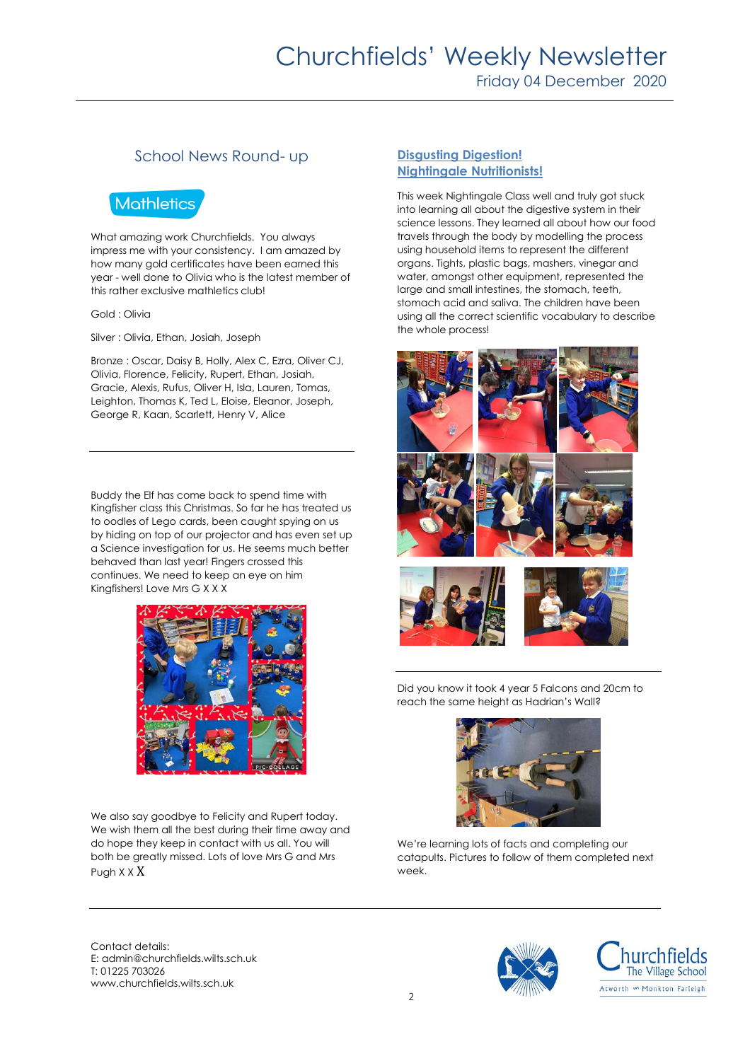## School News Round- up

### Mathletics

What amazing work Churchfields. You always impress me with your consistency. I am amazed by how many gold certificates have been earned this year - well done to Olivia who is the latest member of this rather exclusive mathletics club!

Gold : Olivia

Silver : Olivia, Ethan, Josiah, Joseph

Bronze : Oscar, Daisy B, Holly, Alex C, Ezra, Oliver CJ, Olivia, Florence, Felicity, Rupert, Ethan, Josiah, Gracie, Alexis, Rufus, Oliver H, Isla, Lauren, Tomas, Leighton, Thomas K, Ted L, Eloise, Eleanor, Joseph, George R, Kaan, Scarlett, Henry V, Alice

---

Buddy the Elf has come back to spend time with Kingfisher class this Christmas. So far he has treated us to oodles of Lego cards, been caught spying on us by hiding on top of our projector and has even set up a Science investigation for us. He seems much better behaved than last year! Fingers crossed this continues. We need to keep an eye on him Kingfishers! Love Mrs G X X X

We also say goodbye to Felicity and Rupert today. We wish them all the best during their time away and do hope they keep in contact with us all. You will both be greatly missed. Lots of love Mrs G and Mrs Pugh X X X

---

### Disgusting Digestion! Nightingale Nutritionists!

This week Nightingale Class well and truly got stuck into learning all about the digestive system in their science lessons. They learned all about how our food travels through the body by modelling the process using household items to represent the different organs. Tights, plastic bags, mashers, vinegar and water, amongst other equipment, represented the large and small intestines, the stomach, teeth, stomach acid and saliva. The children have been using all the correct scientific vocabulary to describe the whole process!

---

Did you know it took 4 year 5 Falcons and 20cm to reach the same height as Hadrian's Wall?

We're learning lots of facts and completing our catapults. Pictures to follow of them completed next week.

---

Contact details:
E: admin@churchfields.wilts.sch.uk
T: 01225 703026
www.churchfields.wilts.sch.uk

Churchfields The Village School
Atworth Monkton Farleigh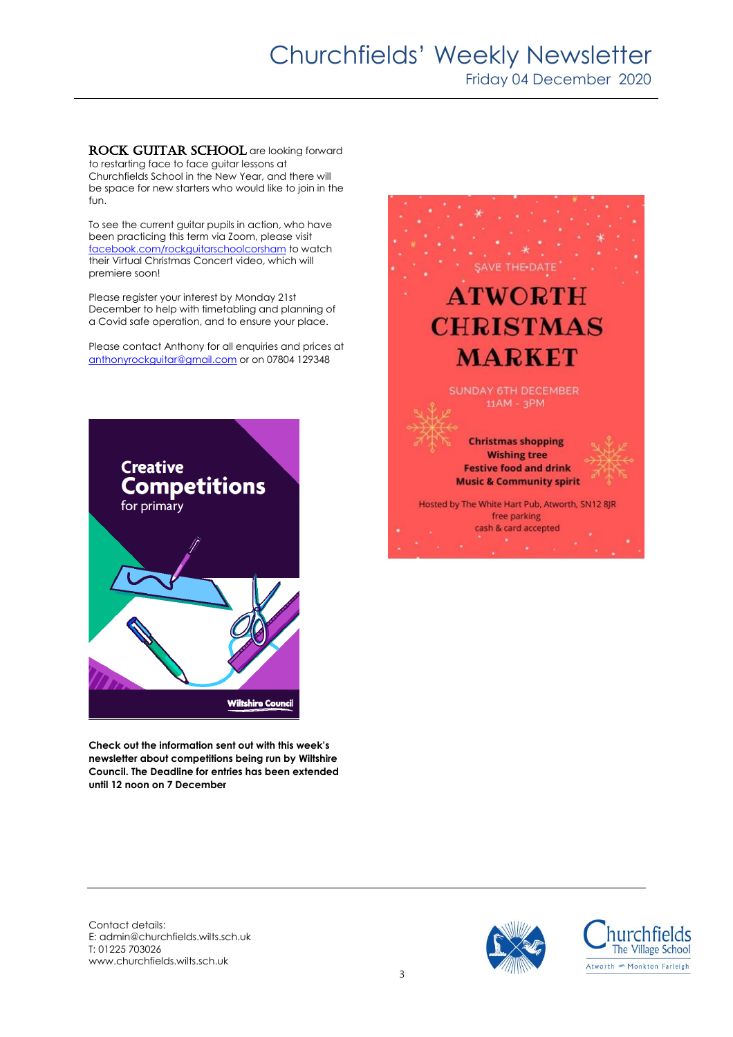**ROCK GUITAR SCHOOL** are looking forward to restarting face to face guitar lessons at Churchfields School in the New Year, and there will be space for new starters who would like to join in the fun.

To see the current guitar pupils in action, who have been practicing this term via Zoom, please visit [facebook.com/rockguitarschoolcorsham](facebook.com/rockguitarschoolcorsham) to watch their Virtual Christmas Concert video, which will premiere soon!

Please register your interest by Monday 21st December to help with timetabling and planning of a Covid safe operation, and to ensure your place.

Please contact Anthony for all enquiries and prices at [anthonyrockguitar@gmail.com](mailto:anthonyrockguitar@gmail.com) or on 07804 129348

Creative Competitions for primary

Wiltshire Council

**Check out the information sent out with this week's newsletter about competitions being run by Wiltshire Council. The Deadline for entries has been extended until 12 noon on 7 December**

SAVE THE DATE

# ATWORTH CHRISTMAS MARKET

SUNDAY 6TH DECEMBER
11AM - 3PM

**Christmas shopping**
**Wishing tree**
**Festive food and drink**
**Music & Community spirit**

Hosted by The White Hart Pub, Atworth, SN12 8JR
free parking
cash & card accepted

Contact details:
E: admin@churchfields.wilts.sch.uk
T: 01225 703026
www.churchfields.wilts.sch.uk